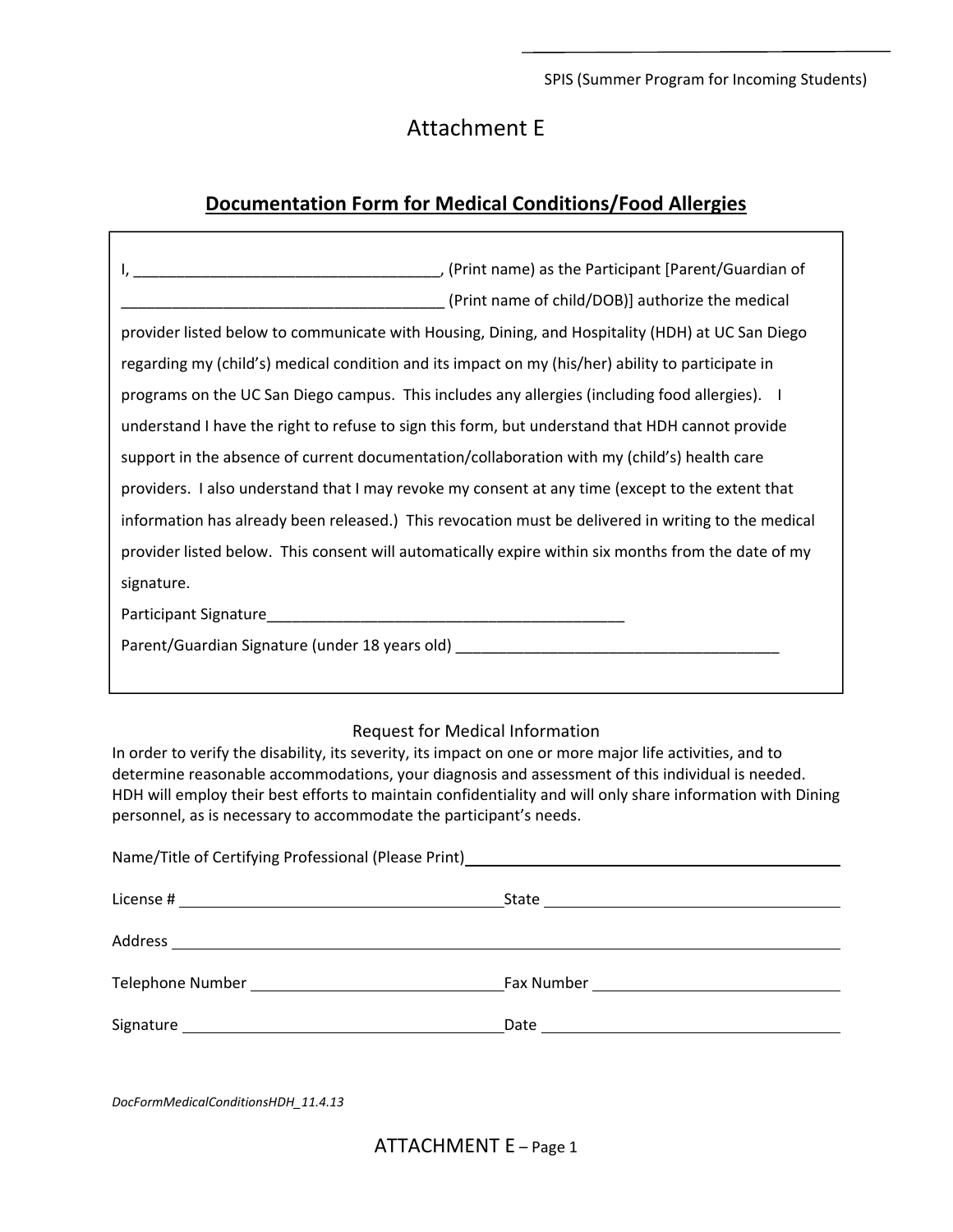SPIS (Summer Program for Incoming Students)

# Attachment E

## Documentation Form for Medical Conditions/Food Allergies

I, ____________________________________, (Print name) as the Participant [Parent/Guardian of ______________________________________ (Print name of child/DOB)] authorize the medical provider listed below to communicate with Housing, Dining, and Hospitality (HDH) at UC San Diego regarding my (child's) medical condition and its impact on my (his/her) ability to participate in programs on the UC San Diego campus. This includes any allergies (including food allergies). I understand I have the right to refuse to sign this form, but understand that HDH cannot provide support in the absence of current documentation/collaboration with my (child's) health care providers. I also understand that I may revoke my consent at any time (except to the extent that information has already been released.) This revocation must be delivered in writing to the medical provider listed below. This consent will automatically expire within six months from the date of my signature.

Participant Signature___________________________________________

Parent/Guardian Signature (under 18 years old) ______________________________________

### Request for Medical Information

In order to verify the disability, its severity, its impact on one or more major life activities, and to determine reasonable accommodations, your diagnosis and assessment of this individual is needed. HDH will employ their best efforts to maintain confidentiality and will only share information with Dining personnel, as is necessary to accommodate the participant's needs.

Name/Title of Certifying Professional (Please Print)______________________________________

License # ______________________________ State ______________________________

Address ____________________________________________________________________

Telephone Number ______________________________ Fax Number ______________________________

Signature ______________________________ Date ______________________________

*DocFormMedicalConditionsHDH_11.4.13*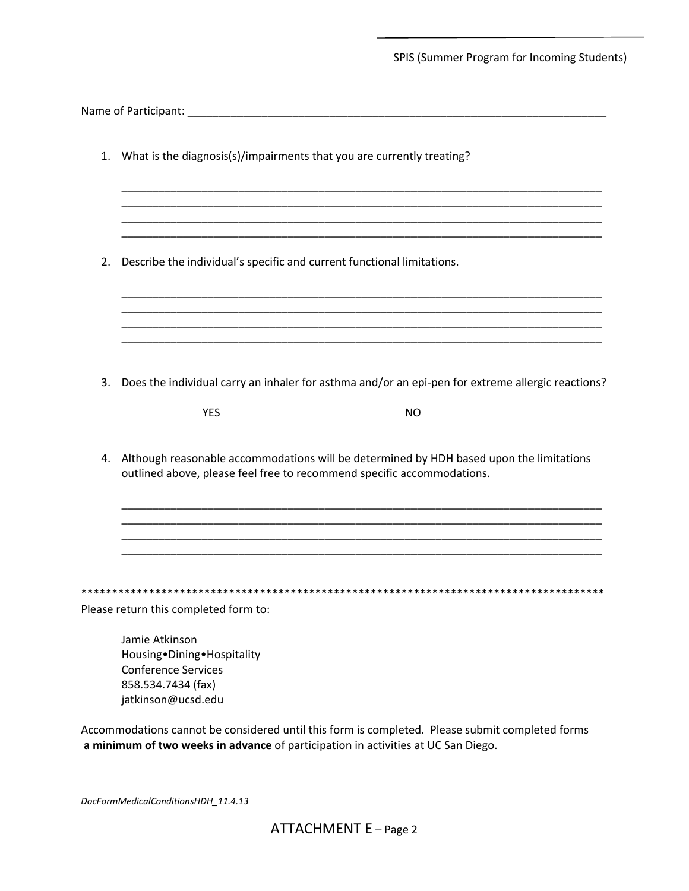SPIS (Summer Program for Incoming Students)

Name of Participant: ____________________________________________________________________

1. What is the diagnosis(s)/impairments that you are currently treating?

   ______________________________________________________________________________
   ______________________________________________________________________________
   ______________________________________________________________________________
   ______________________________________________________________________________

2. Describe the individual's specific and current functional limitations.

   ______________________________________________________________________________
   ______________________________________________________________________________
   ______________________________________________________________________________
   ______________________________________________________________________________

3. Does the individual carry an inhaler for asthma and/or an epi-pen for extreme allergic reactions?

   YES                                        NO

4. Although reasonable accommodations will be determined by HDH based upon the limitations outlined above, please feel free to recommend specific accommodations.

   ______________________________________________________________________________
   ______________________________________________________________________________
   ______________________________________________________________________________
   ______________________________________________________________________________

***************************************************************************************

Please return this completed form to:

Jamie Atkinson
Housing•Dining•Hospitality
Conference Services
858.534.7434 (fax)
jatkinson@ucsd.edu

Accommodations cannot be considered until this form is completed. Please submit completed forms **a minimum of two weeks in advance** of participation in activities at UC San Diego.

*DocFormMedicalConditionsHDH_11.4.13*

ATTACHMENT E – Page 2